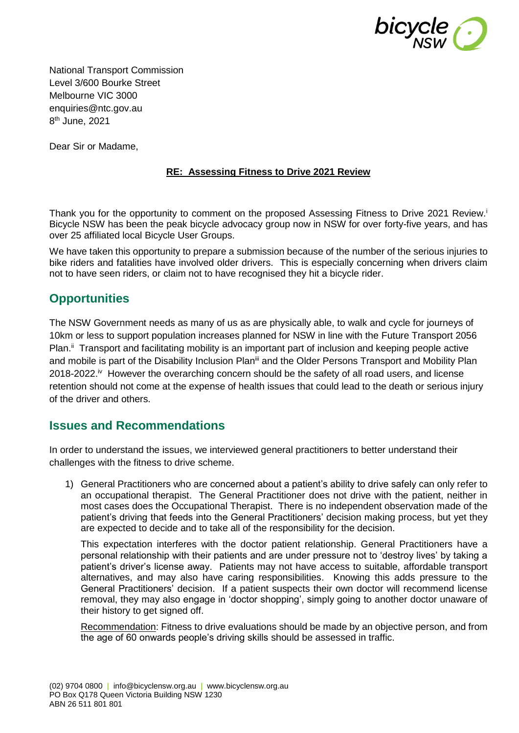National Transport Commission
Level 3/600 Bourke Street
Melbourne VIC 3000
enquiries@ntc.gov.au
8th June, 2021

Dear Sir or Madame,

**RE: Assessing Fitness to Drive 2021 Review**

Thank you for the opportunity to comment on the proposed Assessing Fitness to Drive 2021 Review.[i] Bicycle NSW has been the peak bicycle advocacy group now in NSW for over forty-five years, and has over 25 affiliated local Bicycle User Groups.

We have taken this opportunity to prepare a submission because of the number of the serious injuries to bike riders and fatalities have involved older drivers. This is especially concerning when drivers claim not to have seen riders, or claim not to have recognised they hit a bicycle rider.

## Opportunities

The NSW Government needs as many of us as are physically able, to walk and cycle for journeys of 10km or less to support population increases planned for NSW in line with the Future Transport 2056 Plan.[ii] Transport and facilitating mobility is an important part of inclusion and keeping people active and mobile is part of the Disability Inclusion Plan[iii] and the Older Persons Transport and Mobility Plan 2018-2022.[iv] However the overarching concern should be the safety of all road users, and license retention should not come at the expense of health issues that could lead to the death or serious injury of the driver and others.

## Issues and Recommendations

In order to understand the issues, we interviewed general practitioners to better understand their challenges with the fitness to drive scheme.

1) General Practitioners who are concerned about a patient's ability to drive safely can only refer to an occupational therapist. The General Practitioner does not drive with the patient, neither in most cases does the Occupational Therapist. There is no independent observation made of the patient's driving that feeds into the General Practitioners' decision making process, but yet they are expected to decide and to take all of the responsibility for the decision.

   This expectation interferes with the doctor patient relationship. General Practitioners have a personal relationship with their patients and are under pressure not to 'destroy lives' by taking a patient's driver's license away. Patients may not have access to suitable, affordable transport alternatives, and may also have caring responsibilities. Knowing this adds pressure to the General Practitioners' decision. If a patient suspects their own doctor will recommend license removal, they may also engage in 'doctor shopping', simply going to another doctor unaware of their history to get signed off.

   Recommendation: Fitness to drive evaluations should be made by an objective person, and from the age of 60 onwards people's driving skills should be assessed in traffic.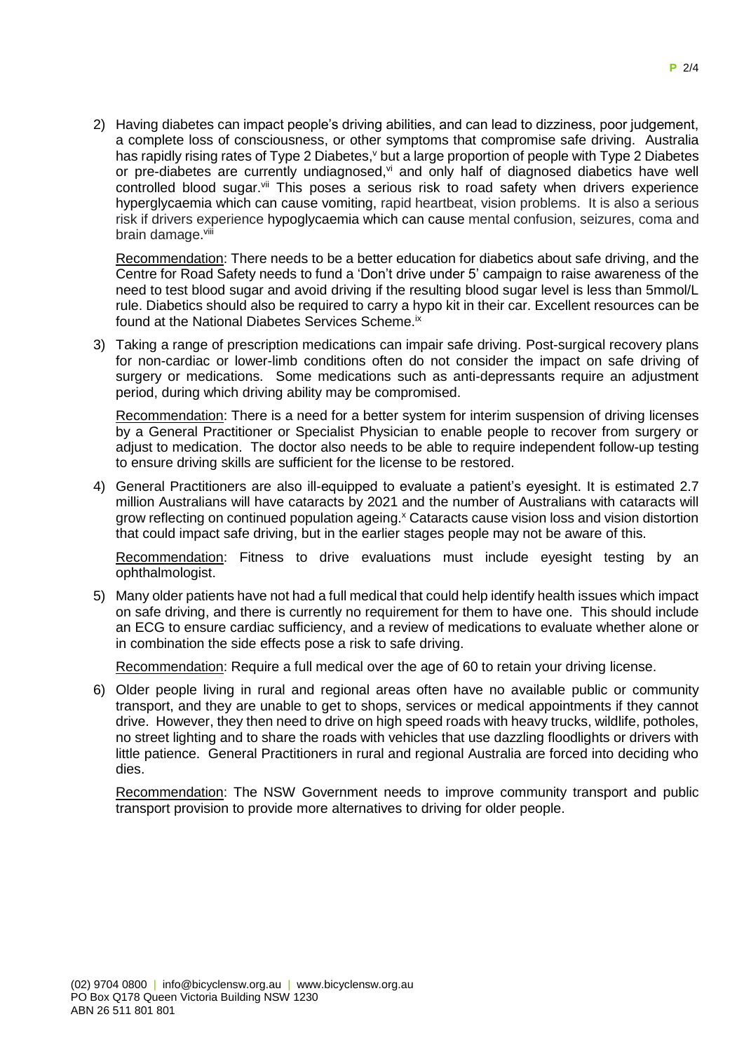2) Having diabetes can impact people's driving abilities, and can lead to dizziness, poor judgement, a complete loss of consciousness, or other symptoms that compromise safe driving. Australia has rapidly rising rates of Type 2 Diabetes,[v] but a large proportion of people with Type 2 Diabetes or pre-diabetes are currently undiagnosed,[vi] and only half of diagnosed diabetics have well controlled blood sugar.[vii] This poses a serious risk to road safety when drivers experience hyperglycaemia which can cause vomiting, rapid heartbeat, vision problems. It is also a serious risk if drivers experience hypoglycaemia which can cause mental confusion, seizures, coma and brain damage.[viii]

   Recommendation: There needs to be a better education for diabetics about safe driving, and the Centre for Road Safety needs to fund a 'Don't drive under 5' campaign to raise awareness of the need to test blood sugar and avoid driving if the resulting blood sugar level is less than 5mmol/L rule. Diabetics should also be required to carry a hypo kit in their car. Excellent resources can be found at the National Diabetes Services Scheme.[ix]

3) Taking a range of prescription medications can impair safe driving. Post-surgical recovery plans for non-cardiac or lower-limb conditions often do not consider the impact on safe driving of surgery or medications. Some medications such as anti-depressants require an adjustment period, during which driving ability may be compromised.

   Recommendation: There is a need for a better system for interim suspension of driving licenses by a General Practitioner or Specialist Physician to enable people to recover from surgery or adjust to medication. The doctor also needs to be able to require independent follow-up testing to ensure driving skills are sufficient for the license to be restored.

4) General Practitioners are also ill-equipped to evaluate a patient's eyesight. It is estimated 2.7 million Australians will have cataracts by 2021 and the number of Australians with cataracts will grow reflecting on continued population ageing.[x] Cataracts cause vision loss and vision distortion that could impact safe driving, but in the earlier stages people may not be aware of this.

   Recommendation: Fitness to drive evaluations must include eyesight testing by an ophthalmologist.

5) Many older patients have not had a full medical that could help identify health issues which impact on safe driving, and there is currently no requirement for them to have one. This should include an ECG to ensure cardiac sufficiency, and a review of medications to evaluate whether alone or in combination the side effects pose a risk to safe driving.

   Recommendation: Require a full medical over the age of 60 to retain your driving license.

6) Older people living in rural and regional areas often have no available public or community transport, and they are unable to get to shops, services or medical appointments if they cannot drive. However, they then need to drive on high speed roads with heavy trucks, wildlife, potholes, no street lighting and to share the roads with vehicles that use dazzling floodlights or drivers with little patience. General Practitioners in rural and regional Australia are forced into deciding who dies.

   Recommendation: The NSW Government needs to improve community transport and public transport provision to provide more alternatives to driving for older people.

(02) 9704 0800 | info@bicyclensw.org.au | www.bicyclensw.org.au
PO Box Q178 Queen Victoria Building NSW 1230
ABN 26 511 801 801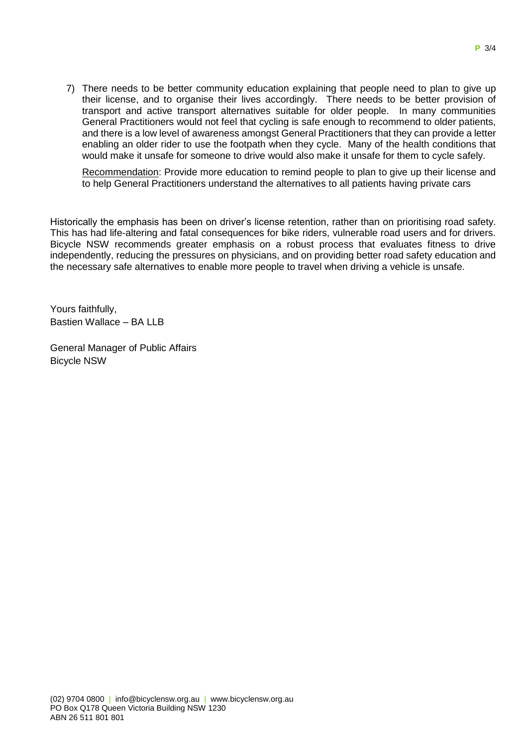7) There needs to be better community education explaining that people need to plan to give up their license, and to organise their lives accordingly. There needs to be better provision of transport and active transport alternatives suitable for older people. In many communities General Practitioners would not feel that cycling is safe enough to recommend to older patients, and there is a low level of awareness amongst General Practitioners that they can provide a letter enabling an older rider to use the footpath when they cycle. Many of the health conditions that would make it unsafe for someone to drive would also make it unsafe for them to cycle safely.

   Recommendation: Provide more education to remind people to plan to give up their license and to help General Practitioners understand the alternatives to all patients having private cars

Historically the emphasis has been on driver's license retention, rather than on prioritising road safety. This has had life-altering and fatal consequences for bike riders, vulnerable road users and for drivers. Bicycle NSW recommends greater emphasis on a robust process that evaluates fitness to drive independently, reducing the pressures on physicians, and on providing better road safety education and the necessary safe alternatives to enable more people to travel when driving a vehicle is unsafe.

Yours faithfully,
Bastien Wallace – BA LLB

General Manager of Public Affairs
Bicycle NSW

(02) 9704 0800 | info@bicyclensw.org.au | www.bicyclensw.org.au
PO Box Q178 Queen Victoria Building NSW 1230
ABN 26 511 801 801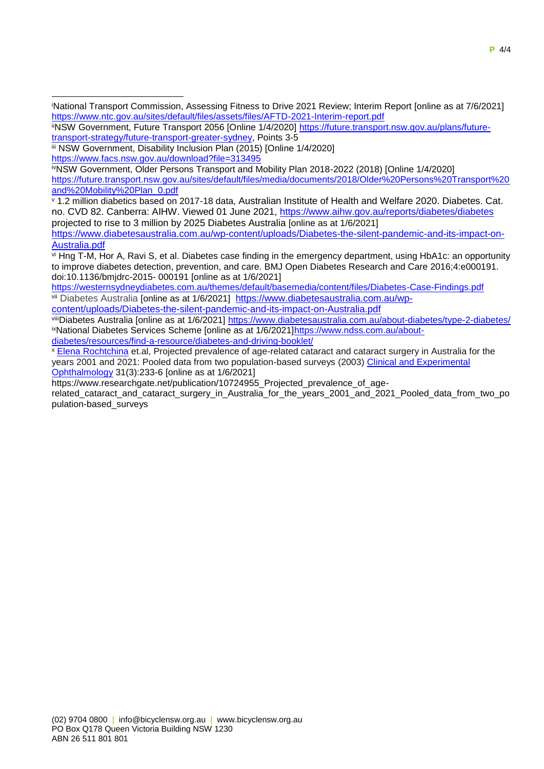[i]National Transport Commission, Assessing Fitness to Drive 2021 Review; Interim Report [online as at 7/6/2021] https://www.ntc.gov.au/sites/default/files/assets/files/AFTD-2021-Interim-report.pdf

[ii]NSW Government, Future Transport 2056 [Online 1/4/2020] https://future.transport.nsw.gov.au/plans/future-transport-strategy/future-transport-greater-sydney, Points 3-5

[iii] NSW Government, Disability Inclusion Plan (2015) [Online 1/4/2020] https://www.facs.nsw.gov.au/download?file=313495

[iv]NSW Government, Older Persons Transport and Mobility Plan 2018-2022 (2018) [Online 1/4/2020] https://future.transport.nsw.gov.au/sites/default/files/media/documents/2018/Older%20Persons%20Transport%20and%20Mobility%20Plan_0.pdf

[v] 1.2 million diabetics based on 2017-18 data, Australian Institute of Health and Welfare 2020. Diabetes. Cat. no. CVD 82. Canberra: AIHW. Viewed 01 June 2021, https://www.aihw.gov.au/reports/diabetes/diabetes projected to rise to 3 million by 2025 Diabetes Australia [online as at 1/6/2021] https://www.diabetesaustralia.com.au/wp-content/uploads/Diabetes-the-silent-pandemic-and-its-impact-on-Australia.pdf

[vi] Hng T-M, Hor A, Ravi S, et al. Diabetes case finding in the emergency department, using HbA1c: an opportunity to improve diabetes detection, prevention, and care. BMJ Open Diabetes Research and Care 2016;4:e000191. doi:10.1136/bmjdrc-2015- 000191 [online as at 1/6/2021] https://westernsydneydiabetes.com.au/themes/default/basemedia/content/files/Diabetes-Case-Findings.pdf

[vii] Diabetes Australia [online as at 1/6/2021] https://www.diabetesaustralia.com.au/wp-content/uploads/Diabetes-the-silent-pandemic-and-its-impact-on-Australia.pdf

[viii]Diabetes Australia [online as at 1/6/2021] https://www.diabetesaustralia.com.au/about-diabetes/type-2-diabetes/

[ix]National Diabetes Services Scheme [online as at 1/6/2021]https://www.ndss.com.au/about-diabetes/resources/find-a-resource/diabetes-and-driving-booklet/

[x] Elena Rochtchina et.al, Projected prevalence of age-related cataract and cataract surgery in Australia for the years 2001 and 2021: Pooled data from two population-based surveys (2003) Clinical and Experimental Ophthalmology 31(3):233-6 [online as at 1/6/2021] https://www.researchgate.net/publication/10724955_Projected_prevalence_of_age-related_cataract_and_cataract_surgery_in_Australia_for_the_years_2001_and_2021_Pooled_data_from_two_population-based_surveys

(02) 9704 0800 | info@bicyclensw.org.au | www.bicyclensw.org.au
PO Box Q178 Queen Victoria Building NSW 1230
ABN 26 511 801 801